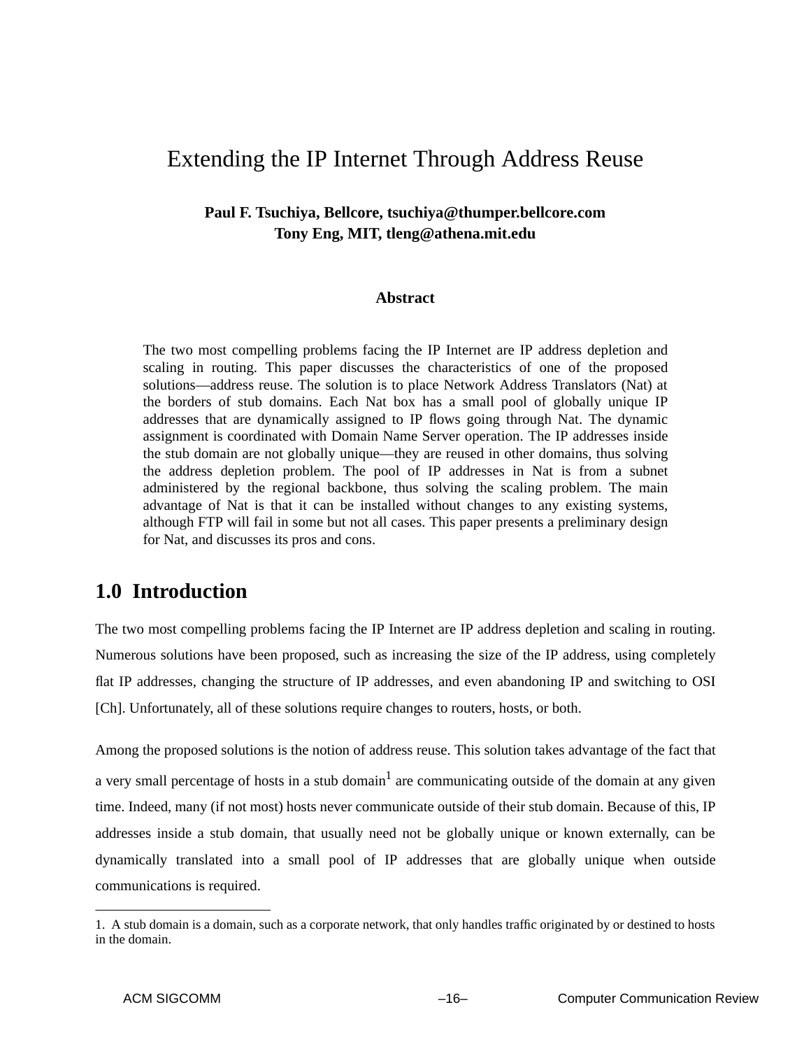# Extending the IP Internet Through Address Reuse

**Paul F. Tsuchiya, Bellcore, tsuchiya@thumper.bellcore.com**
**Tony Eng, MIT, tleng@athena.mit.edu**

### Abstract

The two most compelling problems facing the IP Internet are IP address depletion and scaling in routing. This paper discusses the characteristics of one of the proposed solutions—address reuse. The solution is to place Network Address Translators (Nat) at the borders of stub domains. Each Nat box has a small pool of globally unique IP addresses that are dynamically assigned to IP flows going through Nat. The dynamic assignment is coordinated with Domain Name Server operation. The IP addresses inside the stub domain are not globally unique—they are reused in other domains, thus solving the address depletion problem. The pool of IP addresses in Nat is from a subnet administered by the regional backbone, thus solving the scaling problem. The main advantage of Nat is that it can be installed without changes to any existing systems, although FTP will fail in some but not all cases. This paper presents a preliminary design for Nat, and discusses its pros and cons.

## 1.0 Introduction

The two most compelling problems facing the IP Internet are IP address depletion and scaling in routing. Numerous solutions have been proposed, such as increasing the size of the IP address, using completely flat IP addresses, changing the structure of IP addresses, and even abandoning IP and switching to OSI [Ch]. Unfortunately, all of these solutions require changes to routers, hosts, or both.

Among the proposed solutions is the notion of address reuse. This solution takes advantage of the fact that a very small percentage of hosts in a stub domain[1] are communicating outside of the domain at any given time. Indeed, many (if not most) hosts never communicate outside of their stub domain. Because of this, IP addresses inside a stub domain, that usually need not be globally unique or known externally, can be dynamically translated into a small pool of IP addresses that are globally unique when outside communications is required.

1. A stub domain is a domain, such as a corporate network, that only handles traffic originated by or destined to hosts in the domain.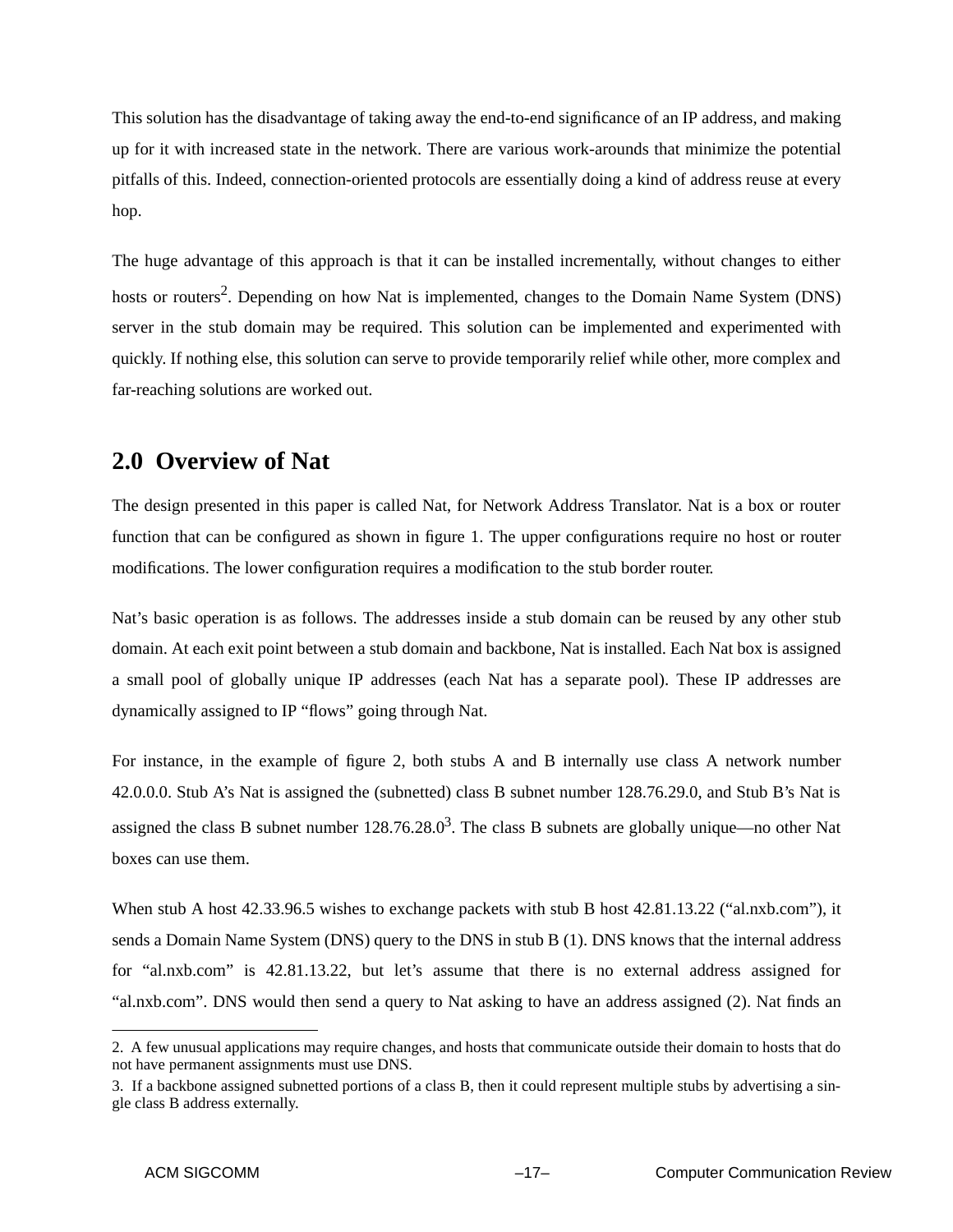This solution has the disadvantage of taking away the end-to-end significance of an IP address, and making up for it with increased state in the network. There are various work-arounds that minimize the potential pitfalls of this. Indeed, connection-oriented protocols are essentially doing a kind of address reuse at every hop.

The huge advantage of this approach is that it can be installed incrementally, without changes to either hosts or routers[2]. Depending on how Nat is implemented, changes to the Domain Name System (DNS) server in the stub domain may be required. This solution can be implemented and experimented with quickly. If nothing else, this solution can serve to provide temporarily relief while other, more complex and far-reaching solutions are worked out.

## 2.0 Overview of Nat

The design presented in this paper is called Nat, for Network Address Translator. Nat is a box or router function that can be configured as shown in figure 1. The upper configurations require no host or router modifications. The lower configuration requires a modification to the stub border router.

Nat's basic operation is as follows. The addresses inside a stub domain can be reused by any other stub domain. At each exit point between a stub domain and backbone, Nat is installed. Each Nat box is assigned a small pool of globally unique IP addresses (each Nat has a separate pool). These IP addresses are dynamically assigned to IP "flows" going through Nat.

For instance, in the example of figure 2, both stubs A and B internally use class A network number 42.0.0.0. Stub A's Nat is assigned the (subnetted) class B subnet number 128.76.29.0, and Stub B's Nat is assigned the class B subnet number 128.76.28.0[3]. The class B subnets are globally unique—no other Nat boxes can use them.

When stub A host 42.33.96.5 wishes to exchange packets with stub B host 42.81.13.22 ("al.nxb.com"), it sends a Domain Name System (DNS) query to the DNS in stub B (1). DNS knows that the internal address for "al.nxb.com" is 42.81.13.22, but let's assume that there is no external address assigned for "al.nxb.com". DNS would then send a query to Nat asking to have an address assigned (2). Nat finds an

2. A few unusual applications may require changes, and hosts that communicate outside their domain to hosts that do not have permanent assignments must use DNS.

3. If a backbone assigned subnetted portions of a class B, then it could represent multiple stubs by advertising a single class B address externally.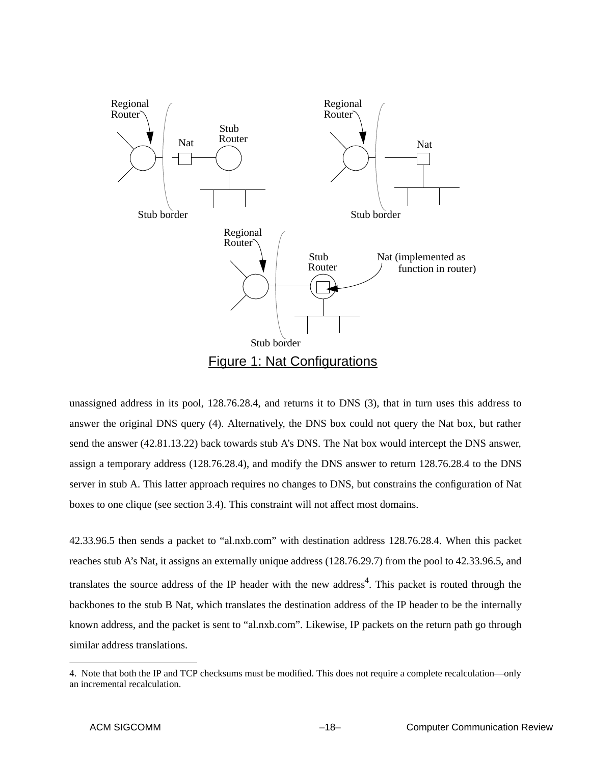Figure 1: Nat Configurations

unassigned address in its pool, 128.76.28.4, and returns it to DNS (3), that in turn uses this address to answer the original DNS query (4). Alternatively, the DNS box could not query the Nat box, but rather send the answer (42.81.13.22) back towards stub A's DNS. The Nat box would intercept the DNS answer, assign a temporary address (128.76.28.4), and modify the DNS answer to return 128.76.28.4 to the DNS server in stub A. This latter approach requires no changes to DNS, but constrains the configuration of Nat boxes to one clique (see section 3.4). This constraint will not affect most domains.

42.33.96.5 then sends a packet to "al.nxb.com" with destination address 128.76.28.4. When this packet reaches stub A's Nat, it assigns an externally unique address (128.76.29.7) from the pool to 42.33.96.5, and translates the source address of the IP header with the new address[4]. This packet is routed through the backbones to the stub B Nat, which translates the destination address of the IP header to be the internally known address, and the packet is sent to "al.nxb.com". Likewise, IP packets on the return path go through similar address translations.

---

4. Note that both the IP and TCP checksums must be modified. This does not require a complete recalculation—only an incremental recalculation.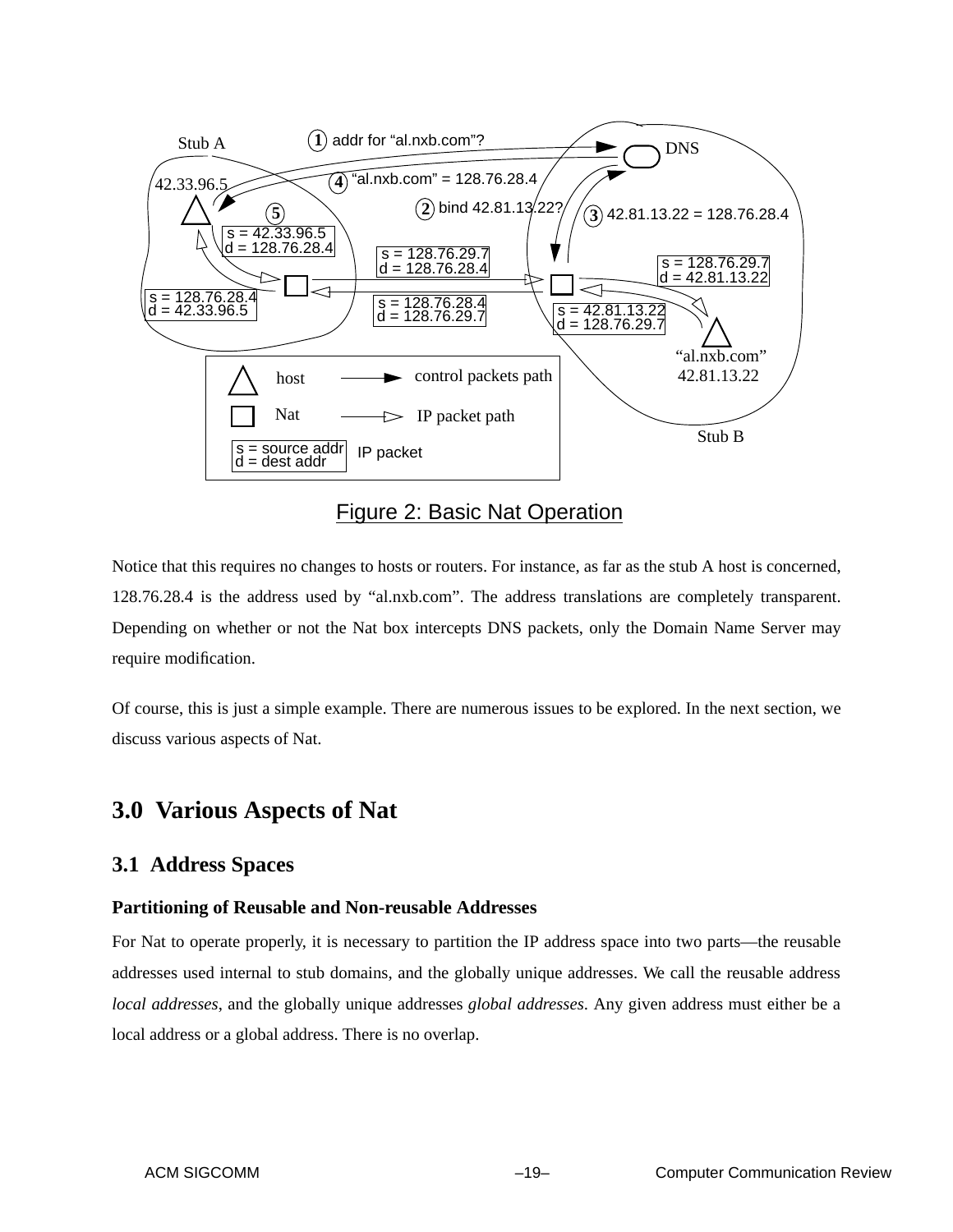Figure 2: Basic Nat Operation

Notice that this requires no changes to hosts or routers. For instance, as far as the stub A host is concerned, 128.76.28.4 is the address used by “al.nxb.com”. The address translations are completely transparent. Depending on whether or not the Nat box intercepts DNS packets, only the Domain Name Server may require modification.

Of course, this is just a simple example. There are numerous issues to be explored. In the next section, we discuss various aspects of Nat.

## 3.0 Various Aspects of Nat

### 3.1 Address Spaces

**Partitioning of Reusable and Non-reusable Addresses**

For Nat to operate properly, it is necessary to partition the IP address space into two parts—the reusable addresses used internal to stub domains, and the globally unique addresses. We call the reusable address *local addresses*, and the globally unique addresses *global addresses*. Any given address must either be a local address or a global address. There is no overlap.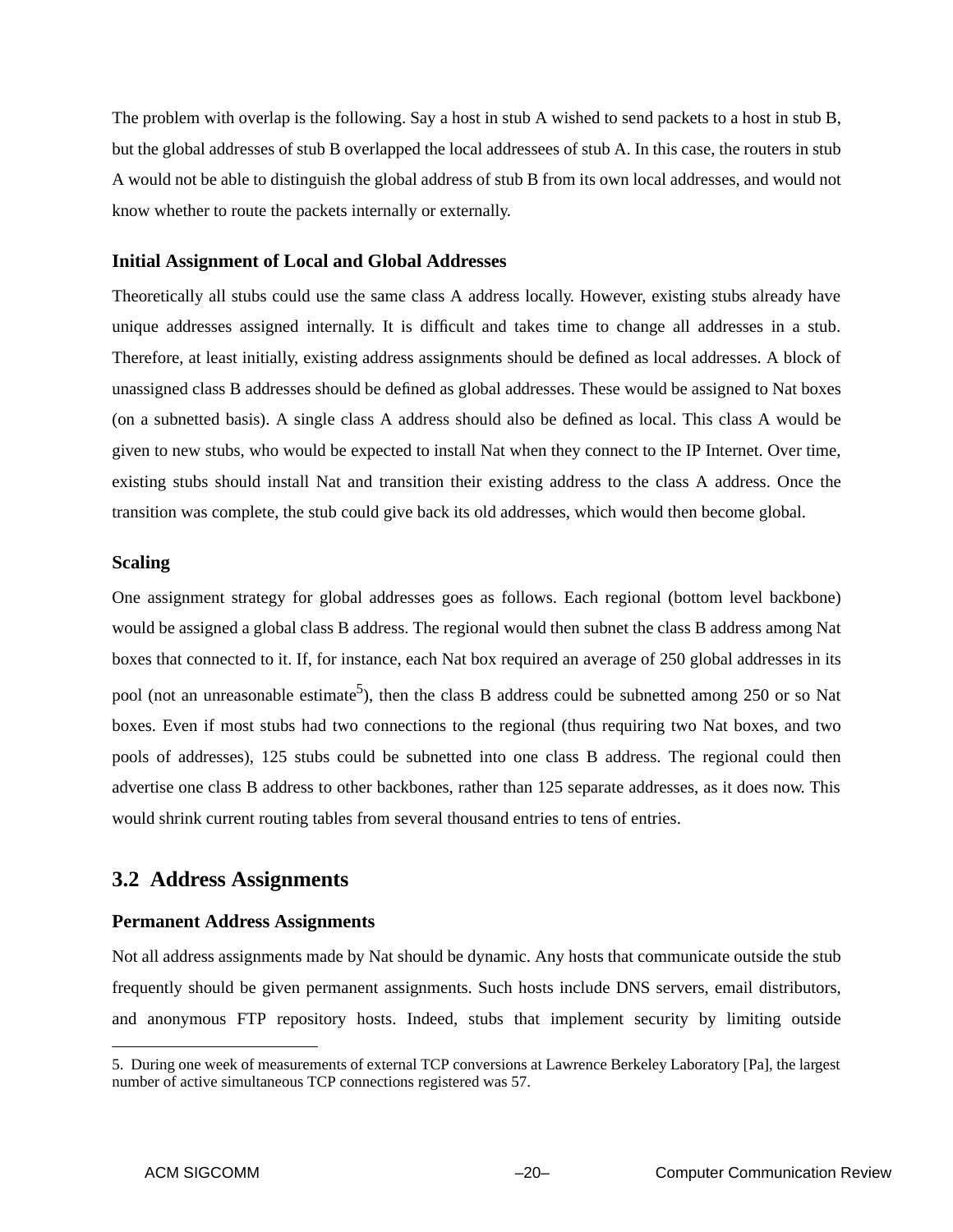The problem with overlap is the following. Say a host in stub A wished to send packets to a host in stub B, but the global addresses of stub B overlapped the local addressees of stub A. In this case, the routers in stub A would not be able to distinguish the global address of stub B from its own local addresses, and would not know whether to route the packets internally or externally.

### Initial Assignment of Local and Global Addresses

Theoretically all stubs could use the same class A address locally. However, existing stubs already have unique addresses assigned internally. It is difficult and takes time to change all addresses in a stub. Therefore, at least initially, existing address assignments should be defined as local addresses. A block of unassigned class B addresses should be defined as global addresses. These would be assigned to Nat boxes (on a subnetted basis). A single class A address should also be defined as local. This class A would be given to new stubs, who would be expected to install Nat when they connect to the IP Internet. Over time, existing stubs should install Nat and transition their existing address to the class A address. Once the transition was complete, the stub could give back its old addresses, which would then become global.

### Scaling

One assignment strategy for global addresses goes as follows. Each regional (bottom level backbone) would be assigned a global class B address. The regional would then subnet the class B address among Nat boxes that connected to it. If, for instance, each Nat box required an average of 250 global addresses in its pool (not an unreasonable estimate[5]), then the class B address could be subnetted among 250 or so Nat boxes. Even if most stubs had two connections to the regional (thus requiring two Nat boxes, and two pools of addresses), 125 stubs could be subnetted into one class B address. The regional could then advertise one class B address to other backbones, rather than 125 separate addresses, as it does now. This would shrink current routing tables from several thousand entries to tens of entries.

## 3.2 Address Assignments

### Permanent Address Assignments

Not all address assignments made by Nat should be dynamic. Any hosts that communicate outside the stub frequently should be given permanent assignments. Such hosts include DNS servers, email distributors, and anonymous FTP repository hosts. Indeed, stubs that implement security by limiting outside

5. During one week of measurements of external TCP conversions at Lawrence Berkeley Laboratory [Pa], the largest number of active simultaneous TCP connections registered was 57.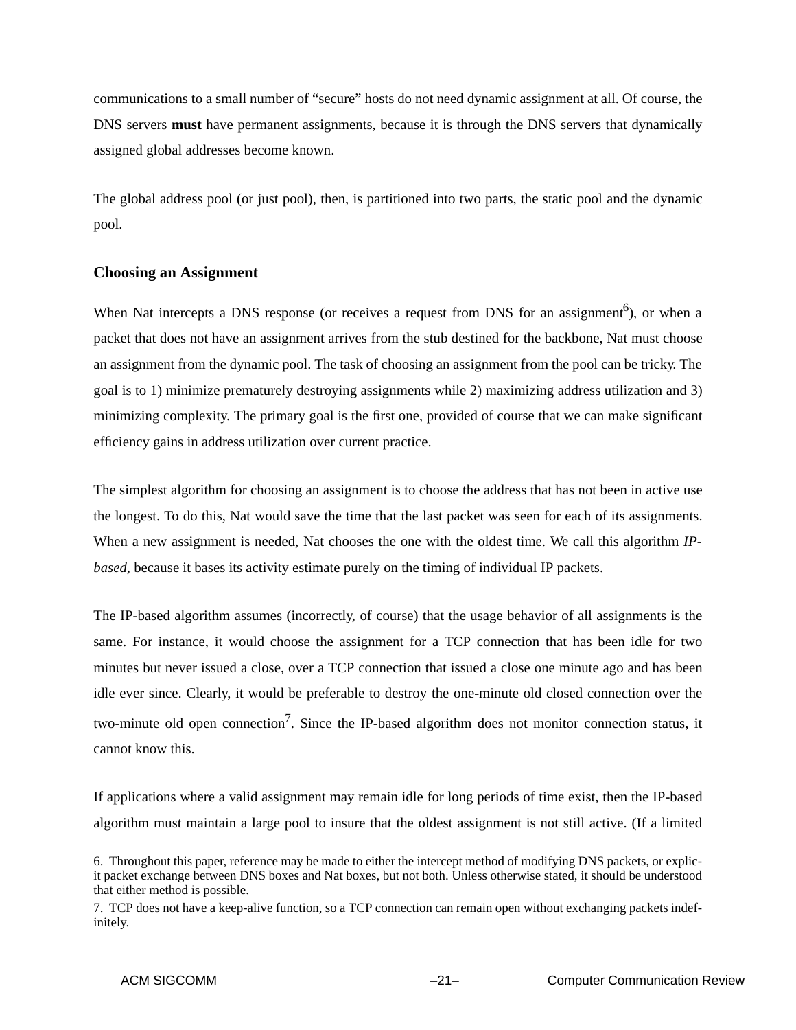communications to a small number of "secure" hosts do not need dynamic assignment at all. Of course, the DNS servers **must** have permanent assignments, because it is through the DNS servers that dynamically assigned global addresses become known.

The global address pool (or just pool), then, is partitioned into two parts, the static pool and the dynamic pool.

### Choosing an Assignment

When Nat intercepts a DNS response (or receives a request from DNS for an assignment[6]), or when a packet that does not have an assignment arrives from the stub destined for the backbone, Nat must choose an assignment from the dynamic pool. The task of choosing an assignment from the pool can be tricky. The goal is to 1) minimize prematurely destroying assignments while 2) maximizing address utilization and 3) minimizing complexity. The primary goal is the first one, provided of course that we can make significant efficiency gains in address utilization over current practice.

The simplest algorithm for choosing an assignment is to choose the address that has not been in active use the longest. To do this, Nat would save the time that the last packet was seen for each of its assignments. When a new assignment is needed, Nat chooses the one with the oldest time. We call this algorithm *IP-based*, because it bases its activity estimate purely on the timing of individual IP packets.

The IP-based algorithm assumes (incorrectly, of course) that the usage behavior of all assignments is the same. For instance, it would choose the assignment for a TCP connection that has been idle for two minutes but never issued a close, over a TCP connection that issued a close one minute ago and has been idle ever since. Clearly, it would be preferable to destroy the one-minute old closed connection over the two-minute old open connection[7]. Since the IP-based algorithm does not monitor connection status, it cannot know this.

If applications where a valid assignment may remain idle for long periods of time exist, then the IP-based algorithm must maintain a large pool to insure that the oldest assignment is not still active. (If a limited

---

6. Throughout this paper, reference may be made to either the intercept method of modifying DNS packets, or explicit packet exchange between DNS boxes and Nat boxes, but not both. Unless otherwise stated, it should be understood that either method is possible.

7. TCP does not have a keep-alive function, so a TCP connection can remain open without exchanging packets indefinitely.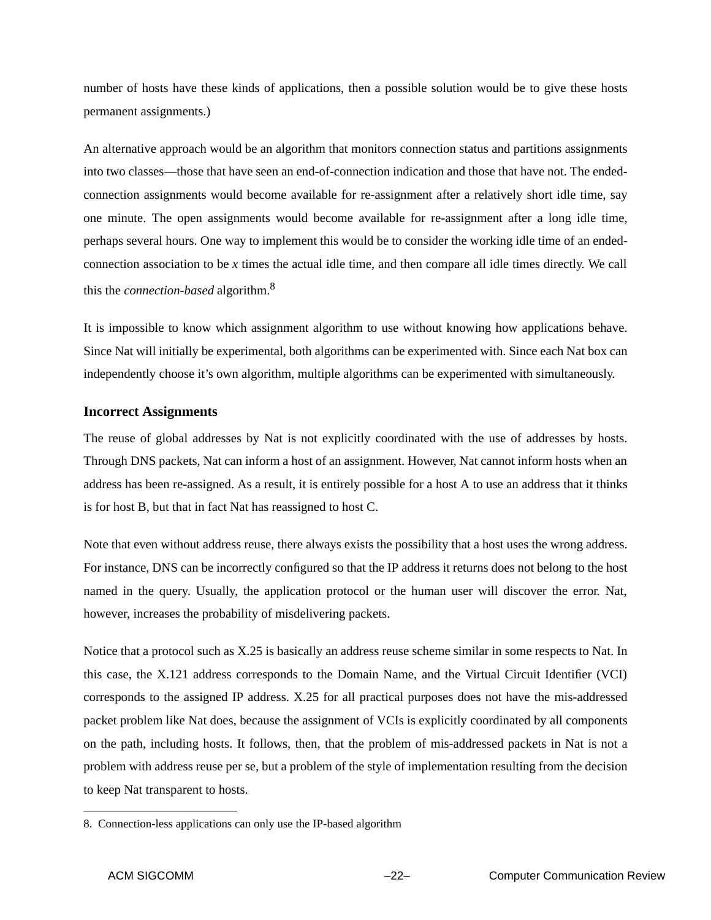number of hosts have these kinds of applications, then a possible solution would be to give these hosts permanent assignments.)

An alternative approach would be an algorithm that monitors connection status and partitions assignments into two classes—those that have seen an end-of-connection indication and those that have not. The ended-connection assignments would become available for re-assignment after a relatively short idle time, say one minute. The open assignments would become available for re-assignment after a long idle time, perhaps several hours. One way to implement this would be to consider the working idle time of an ended-connection association to be *x* times the actual idle time, and then compare all idle times directly. We call this the *connection-based* algorithm.[8]

It is impossible to know which assignment algorithm to use without knowing how applications behave. Since Nat will initially be experimental, both algorithms can be experimented with. Since each Nat box can independently choose it's own algorithm, multiple algorithms can be experimented with simultaneously.

### Incorrect Assignments

The reuse of global addresses by Nat is not explicitly coordinated with the use of addresses by hosts. Through DNS packets, Nat can inform a host of an assignment. However, Nat cannot inform hosts when an address has been re-assigned. As a result, it is entirely possible for a host A to use an address that it thinks is for host B, but that in fact Nat has reassigned to host C.

Note that even without address reuse, there always exists the possibility that a host uses the wrong address. For instance, DNS can be incorrectly configured so that the IP address it returns does not belong to the host named in the query. Usually, the application protocol or the human user will discover the error. Nat, however, increases the probability of misdelivering packets.

Notice that a protocol such as X.25 is basically an address reuse scheme similar in some respects to Nat. In this case, the X.121 address corresponds to the Domain Name, and the Virtual Circuit Identifier (VCI) corresponds to the assigned IP address. X.25 for all practical purposes does not have the mis-addressed packet problem like Nat does, because the assignment of VCIs is explicitly coordinated by all components on the path, including hosts. It follows, then, that the problem of mis-addressed packets in Nat is not a problem with address reuse per se, but a problem of the style of implementation resulting from the decision to keep Nat transparent to hosts.

---

8. Connection-less applications can only use the IP-based algorithm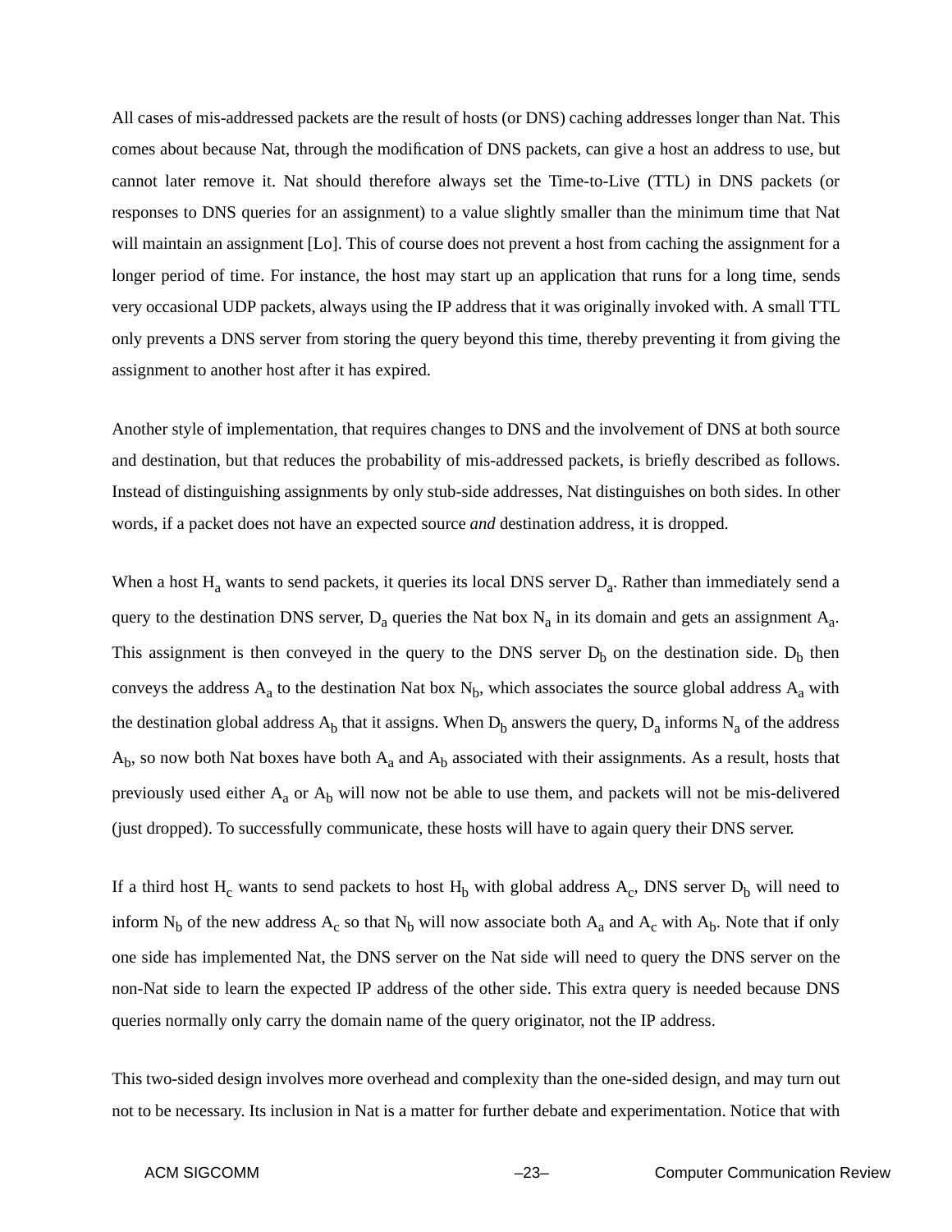All cases of mis-addressed packets are the result of hosts (or DNS) caching addresses longer than Nat. This comes about because Nat, through the modification of DNS packets, can give a host an address to use, but cannot later remove it. Nat should therefore always set the Time-to-Live (TTL) in DNS packets (or responses to DNS queries for an assignment) to a value slightly smaller than the minimum time that Nat will maintain an assignment [Lo]. This of course does not prevent a host from caching the assignment for a longer period of time. For instance, the host may start up an application that runs for a long time, sends very occasional UDP packets, always using the IP address that it was originally invoked with. A small TTL only prevents a DNS server from storing the query beyond this time, thereby preventing it from giving the assignment to another host after it has expired.

Another style of implementation, that requires changes to DNS and the involvement of DNS at both source and destination, but that reduces the probability of mis-addressed packets, is briefly described as follows. Instead of distinguishing assignments by only stub-side addresses, Nat distinguishes on both sides. In other words, if a packet does not have an expected source *and* destination address, it is dropped.

When a host $H_a$ wants to send packets, it queries its local DNS server $D_a$. Rather than immediately send a query to the destination DNS server, $D_a$ queries the Nat box $N_a$ in its domain and gets an assignment $A_a$. This assignment is then conveyed in the query to the DNS server $D_b$ on the destination side. $D_b$ then conveys the address $A_a$ to the destination Nat box $N_b$, which associates the source global address $A_a$ with the destination global address $A_b$ that it assigns. When $D_b$ answers the query, $D_a$ informs $N_a$ of the address $A_b$, so now both Nat boxes have both $A_a$ and $A_b$ associated with their assignments. As a result, hosts that previously used either $A_a$ or $A_b$ will now not be able to use them, and packets will not be mis-delivered (just dropped). To successfully communicate, these hosts will have to again query their DNS server.

If a third host $H_c$ wants to send packets to host $H_b$ with global address $A_c$, DNS server $D_b$ will need to inform $N_b$ of the new address $A_c$ so that $N_b$ will now associate both $A_a$ and $A_c$ with $A_b$. Note that if only one side has implemented Nat, the DNS server on the Nat side will need to query the DNS server on the non-Nat side to learn the expected IP address of the other side. This extra query is needed because DNS queries normally only carry the domain name of the query originator, not the IP address.

This two-sided design involves more overhead and complexity than the one-sided design, and may turn out not to be necessary. Its inclusion in Nat is a matter for further debate and experimentation. Notice that with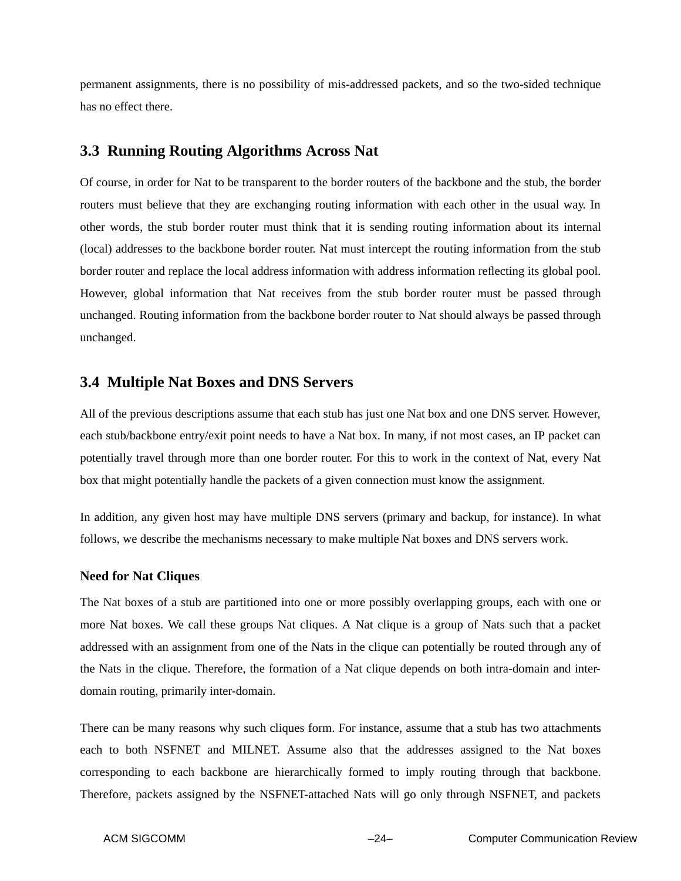permanent assignments, there is no possibility of mis-addressed packets, and so the two-sided technique has no effect there.

## 3.3 Running Routing Algorithms Across Nat

Of course, in order for Nat to be transparent to the border routers of the backbone and the stub, the border routers must believe that they are exchanging routing information with each other in the usual way. In other words, the stub border router must think that it is sending routing information about its internal (local) addresses to the backbone border router. Nat must intercept the routing information from the stub border router and replace the local address information with address information reflecting its global pool. However, global information that Nat receives from the stub border router must be passed through unchanged. Routing information from the backbone border router to Nat should always be passed through unchanged.

## 3.4 Multiple Nat Boxes and DNS Servers

All of the previous descriptions assume that each stub has just one Nat box and one DNS server. However, each stub/backbone entry/exit point needs to have a Nat box. In many, if not most cases, an IP packet can potentially travel through more than one border router. For this to work in the context of Nat, every Nat box that might potentially handle the packets of a given connection must know the assignment.

In addition, any given host may have multiple DNS servers (primary and backup, for instance). In what follows, we describe the mechanisms necessary to make multiple Nat boxes and DNS servers work.

**Need for Nat Cliques**

The Nat boxes of a stub are partitioned into one or more possibly overlapping groups, each with one or more Nat boxes. We call these groups Nat cliques. A Nat clique is a group of Nats such that a packet addressed with an assignment from one of the Nats in the clique can potentially be routed through any of the Nats in the clique. Therefore, the formation of a Nat clique depends on both intra-domain and inter-domain routing, primarily inter-domain.

There can be many reasons why such cliques form. For instance, assume that a stub has two attachments each to both NSFNET and MILNET. Assume also that the addresses assigned to the Nat boxes corresponding to each backbone are hierarchically formed to imply routing through that backbone. Therefore, packets assigned by the NSFNET-attached Nats will go only through NSFNET, and packets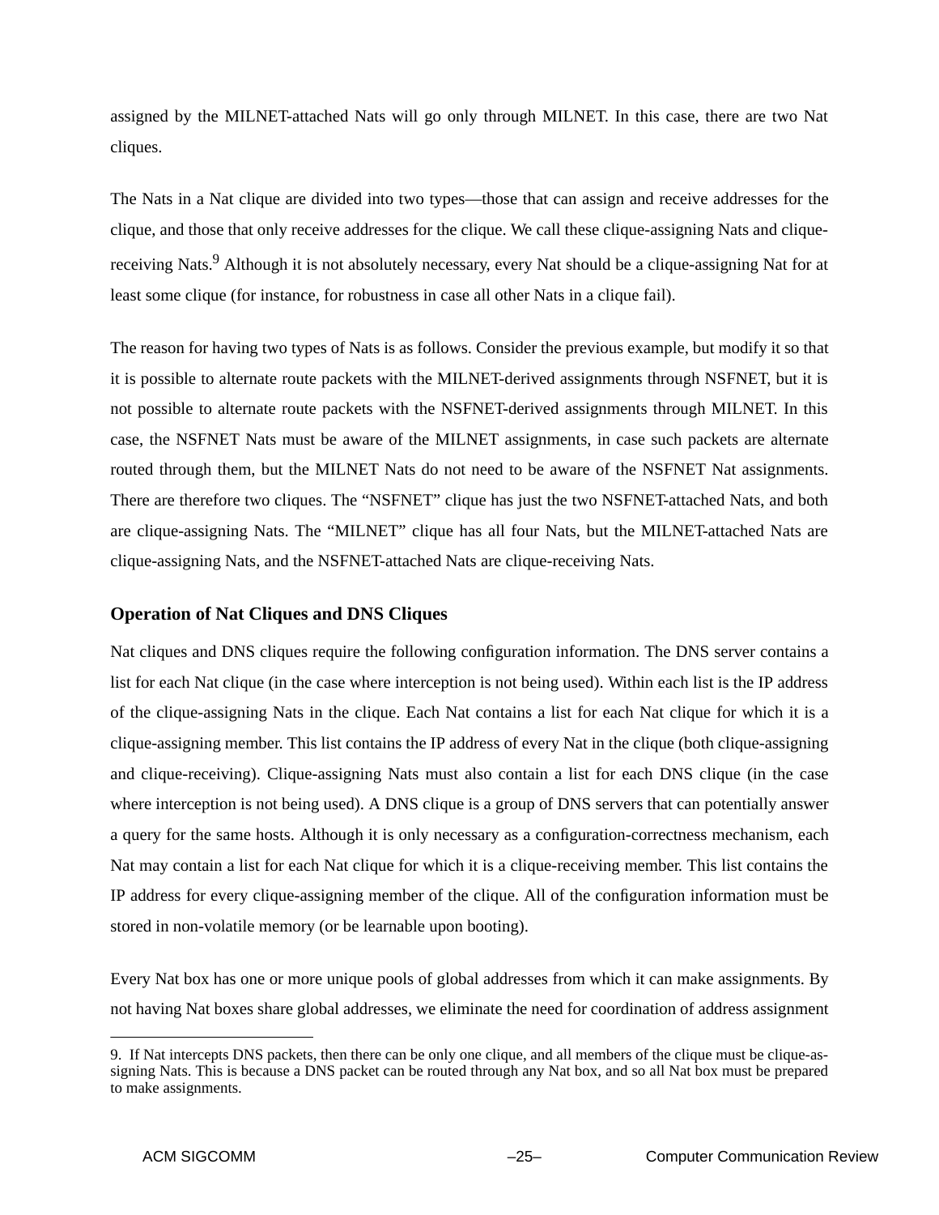assigned by the MILNET-attached Nats will go only through MILNET. In this case, there are two Nat cliques.

The Nats in a Nat clique are divided into two types—those that can assign and receive addresses for the clique, and those that only receive addresses for the clique. We call these clique-assigning Nats and clique-receiving Nats.[9] Although it is not absolutely necessary, every Nat should be a clique-assigning Nat for at least some clique (for instance, for robustness in case all other Nats in a clique fail).

The reason for having two types of Nats is as follows. Consider the previous example, but modify it so that it is possible to alternate route packets with the MILNET-derived assignments through NSFNET, but it is not possible to alternate route packets with the NSFNET-derived assignments through MILNET. In this case, the NSFNET Nats must be aware of the MILNET assignments, in case such packets are alternate routed through them, but the MILNET Nats do not need to be aware of the NSFNET Nat assignments. There are therefore two cliques. The "NSFNET" clique has just the two NSFNET-attached Nats, and both are clique-assigning Nats. The "MILNET" clique has all four Nats, but the MILNET-attached Nats are clique-assigning Nats, and the NSFNET-attached Nats are clique-receiving Nats.

### Operation of Nat Cliques and DNS Cliques

Nat cliques and DNS cliques require the following configuration information. The DNS server contains a list for each Nat clique (in the case where interception is not being used). Within each list is the IP address of the clique-assigning Nats in the clique. Each Nat contains a list for each Nat clique for which it is a clique-assigning member. This list contains the IP address of every Nat in the clique (both clique-assigning and clique-receiving). Clique-assigning Nats must also contain a list for each DNS clique (in the case where interception is not being used). A DNS clique is a group of DNS servers that can potentially answer a query for the same hosts. Although it is only necessary as a configuration-correctness mechanism, each Nat may contain a list for each Nat clique for which it is a clique-receiving member. This list contains the IP address for every clique-assigning member of the clique. All of the configuration information must be stored in non-volatile memory (or be learnable upon booting).

Every Nat box has one or more unique pools of global addresses from which it can make assignments. By not having Nat boxes share global addresses, we eliminate the need for coordination of address assignment

9. If Nat intercepts DNS packets, then there can be only one clique, and all members of the clique must be clique-assigning Nats. This is because a DNS packet can be routed through any Nat box, and so all Nat box must be prepared to make assignments.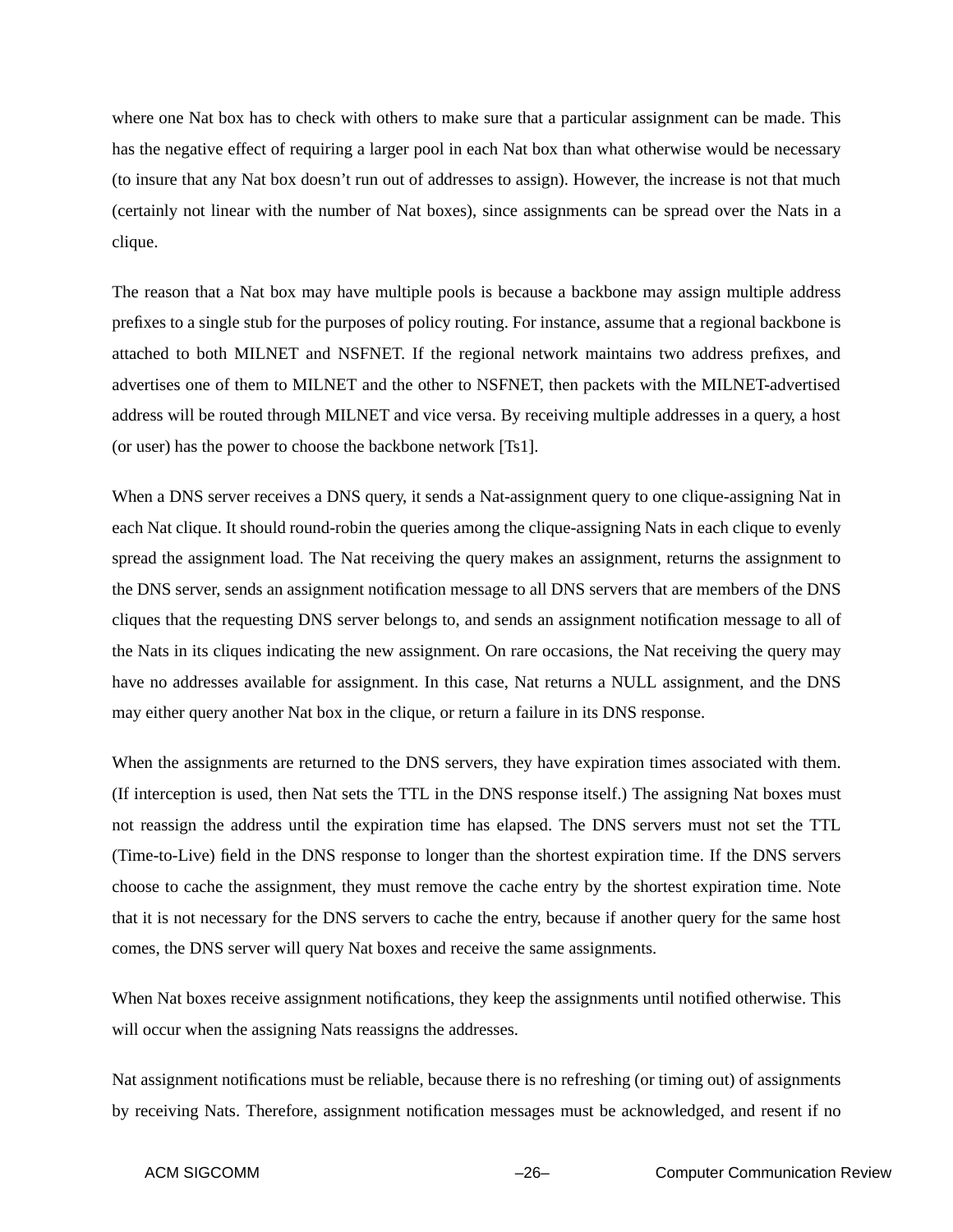where one Nat box has to check with others to make sure that a particular assignment can be made. This has the negative effect of requiring a larger pool in each Nat box than what otherwise would be necessary (to insure that any Nat box doesn't run out of addresses to assign). However, the increase is not that much (certainly not linear with the number of Nat boxes), since assignments can be spread over the Nats in a clique.

The reason that a Nat box may have multiple pools is because a backbone may assign multiple address prefixes to a single stub for the purposes of policy routing. For instance, assume that a regional backbone is attached to both MILNET and NSFNET. If the regional network maintains two address prefixes, and advertises one of them to MILNET and the other to NSFNET, then packets with the MILNET-advertised address will be routed through MILNET and vice versa. By receiving multiple addresses in a query, a host (or user) has the power to choose the backbone network [Ts1].

When a DNS server receives a DNS query, it sends a Nat-assignment query to one clique-assigning Nat in each Nat clique. It should round-robin the queries among the clique-assigning Nats in each clique to evenly spread the assignment load. The Nat receiving the query makes an assignment, returns the assignment to the DNS server, sends an assignment notification message to all DNS servers that are members of the DNS cliques that the requesting DNS server belongs to, and sends an assignment notification message to all of the Nats in its cliques indicating the new assignment. On rare occasions, the Nat receiving the query may have no addresses available for assignment. In this case, Nat returns a NULL assignment, and the DNS may either query another Nat box in the clique, or return a failure in its DNS response.

When the assignments are returned to the DNS servers, they have expiration times associated with them. (If interception is used, then Nat sets the TTL in the DNS response itself.) The assigning Nat boxes must not reassign the address until the expiration time has elapsed. The DNS servers must not set the TTL (Time-to-Live) field in the DNS response to longer than the shortest expiration time. If the DNS servers choose to cache the assignment, they must remove the cache entry by the shortest expiration time. Note that it is not necessary for the DNS servers to cache the entry, because if another query for the same host comes, the DNS server will query Nat boxes and receive the same assignments.

When Nat boxes receive assignment notifications, they keep the assignments until notified otherwise. This will occur when the assigning Nats reassigns the addresses.

Nat assignment notifications must be reliable, because there is no refreshing (or timing out) of assignments by receiving Nats. Therefore, assignment notification messages must be acknowledged, and resent if no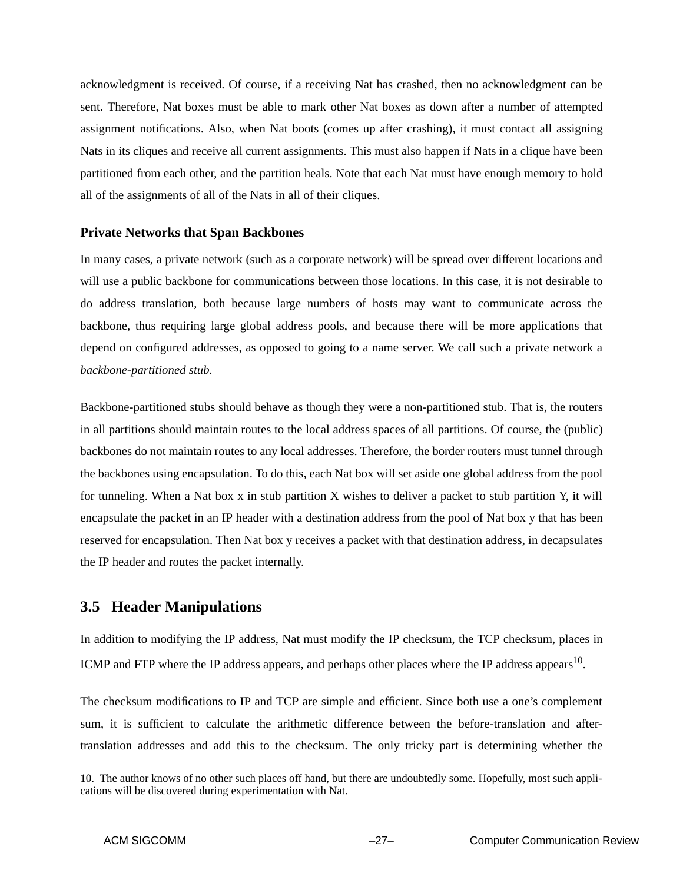acknowledgment is received. Of course, if a receiving Nat has crashed, then no acknowledgment can be sent. Therefore, Nat boxes must be able to mark other Nat boxes as down after a number of attempted assignment notifications. Also, when Nat boots (comes up after crashing), it must contact all assigning Nats in its cliques and receive all current assignments. This must also happen if Nats in a clique have been partitioned from each other, and the partition heals. Note that each Nat must have enough memory to hold all of the assignments of all of the Nats in all of their cliques.

**Private Networks that Span Backbones**

In many cases, a private network (such as a corporate network) will be spread over different locations and will use a public backbone for communications between those locations. In this case, it is not desirable to do address translation, both because large numbers of hosts may want to communicate across the backbone, thus requiring large global address pools, and because there will be more applications that depend on configured addresses, as opposed to going to a name server. We call such a private network a *backbone-partitioned stub.*

Backbone-partitioned stubs should behave as though they were a non-partitioned stub. That is, the routers in all partitions should maintain routes to the local address spaces of all partitions. Of course, the (public) backbones do not maintain routes to any local addresses. Therefore, the border routers must tunnel through the backbones using encapsulation. To do this, each Nat box will set aside one global address from the pool for tunneling. When a Nat box x in stub partition X wishes to deliver a packet to stub partition Y, it will encapsulate the packet in an IP header with a destination address from the pool of Nat box y that has been reserved for encapsulation. Then Nat box y receives a packet with that destination address, in decapsulates the IP header and routes the packet internally.

## 3.5 Header Manipulations

In addition to modifying the IP address, Nat must modify the IP checksum, the TCP checksum, places in ICMP and FTP where the IP address appears, and perhaps other places where the IP address appears[10].

The checksum modifications to IP and TCP are simple and efficient. Since both use a one's complement sum, it is sufficient to calculate the arithmetic difference between the before-translation and after-translation addresses and add this to the checksum. The only tricky part is determining whether the

10. The author knows of no other such places off hand, but there are undoubtedly some. Hopefully, most such applications will be discovered during experimentation with Nat.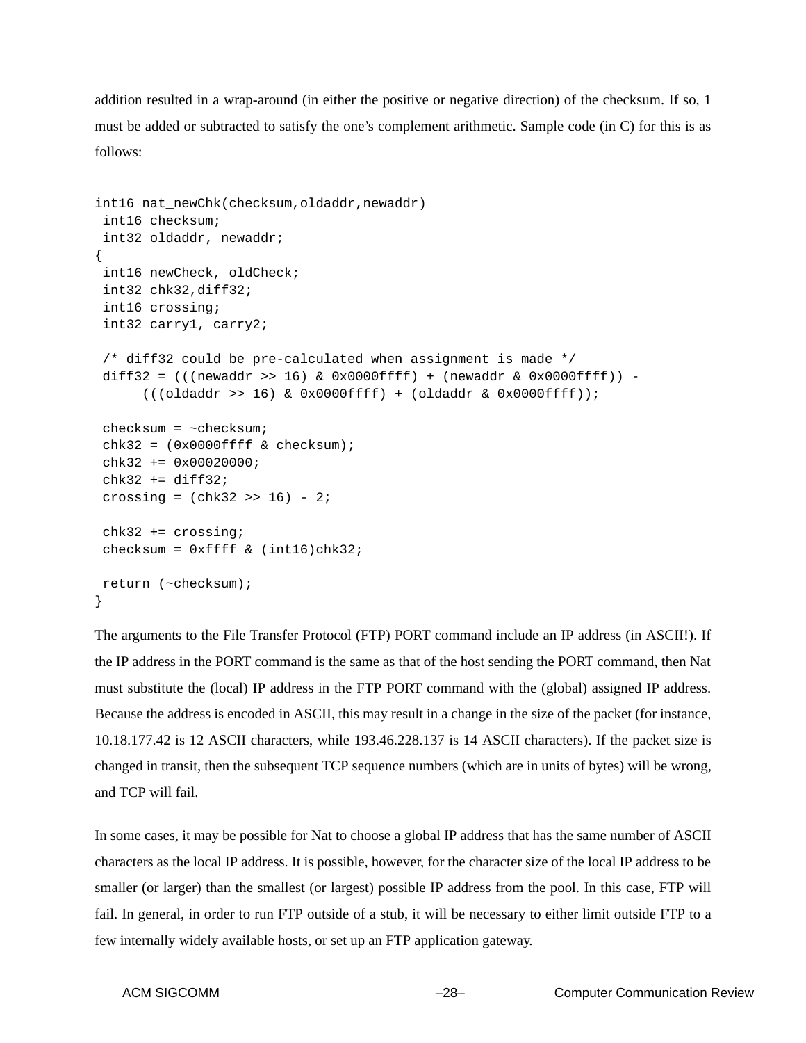addition resulted in a wrap-around (in either the positive or negative direction) of the checksum. If so, 1 must be added or subtracted to satisfy the one's complement arithmetic. Sample code (in C) for this is as follows:

```
int16 nat_newChk(checksum,oldaddr,newaddr)
 int16 checksum;
 int32 oldaddr, newaddr;
{
 int16 newCheck, oldCheck;
 int32 chk32,diff32;
 int16 crossing;
 int32 carry1, carry2;

 /* diff32 could be pre-calculated when assignment is made */
 diff32 = (((newaddr >> 16) & 0x0000ffff) + (newaddr & 0x0000ffff)) -
      (((oldaddr >> 16) & 0x0000ffff) + (oldaddr & 0x0000ffff));

 checksum = ~checksum;
 chk32 = (0x0000ffff & checksum);
 chk32 += 0x00020000;
 chk32 += diff32;
 crossing = (chk32 >> 16) - 2;

 chk32 += crossing;
 checksum = 0xffff & (int16)chk32;

 return (~checksum);
}
```

The arguments to the File Transfer Protocol (FTP) PORT command include an IP address (in ASCII!). If the IP address in the PORT command is the same as that of the host sending the PORT command, then Nat must substitute the (local) IP address in the FTP PORT command with the (global) assigned IP address. Because the address is encoded in ASCII, this may result in a change in the size of the packet (for instance, 10.18.177.42 is 12 ASCII characters, while 193.46.228.137 is 14 ASCII characters). If the packet size is changed in transit, then the subsequent TCP sequence numbers (which are in units of bytes) will be wrong, and TCP will fail.

In some cases, it may be possible for Nat to choose a global IP address that has the same number of ASCII characters as the local IP address. It is possible, however, for the character size of the local IP address to be smaller (or larger) than the smallest (or largest) possible IP address from the pool. In this case, FTP will fail. In general, in order to run FTP outside of a stub, it will be necessary to either limit outside FTP to a few internally widely available hosts, or set up an FTP application gateway.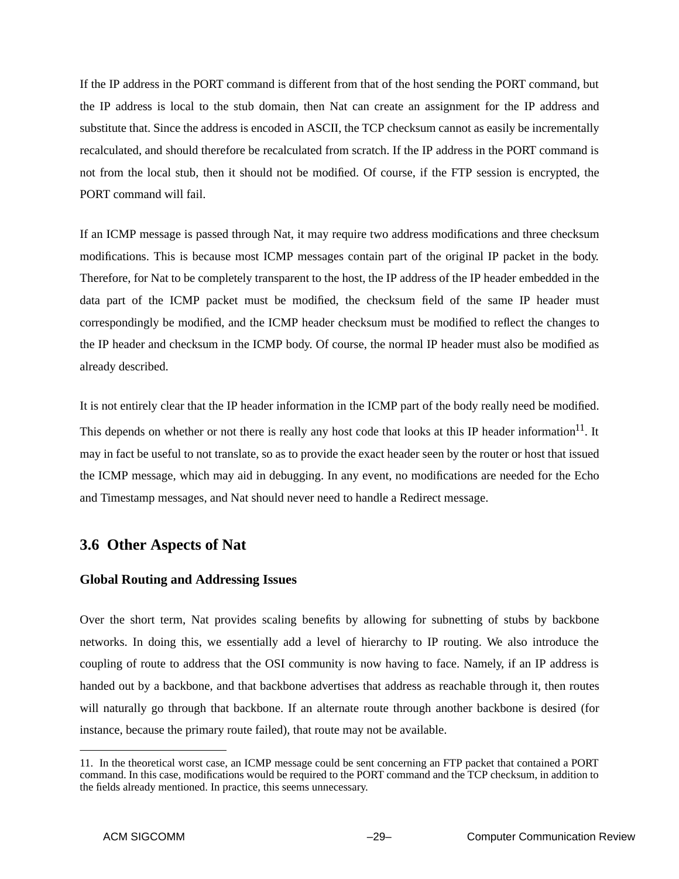If the IP address in the PORT command is different from that of the host sending the PORT command, but the IP address is local to the stub domain, then Nat can create an assignment for the IP address and substitute that. Since the address is encoded in ASCII, the TCP checksum cannot as easily be incrementally recalculated, and should therefore be recalculated from scratch. If the IP address in the PORT command is not from the local stub, then it should not be modified. Of course, if the FTP session is encrypted, the PORT command will fail.

If an ICMP message is passed through Nat, it may require two address modifications and three checksum modifications. This is because most ICMP messages contain part of the original IP packet in the body. Therefore, for Nat to be completely transparent to the host, the IP address of the IP header embedded in the data part of the ICMP packet must be modified, the checksum field of the same IP header must correspondingly be modified, and the ICMP header checksum must be modified to reflect the changes to the IP header and checksum in the ICMP body. Of course, the normal IP header must also be modified as already described.

It is not entirely clear that the IP header information in the ICMP part of the body really need be modified. This depends on whether or not there is really any host code that looks at this IP header information[11]. It may in fact be useful to not translate, so as to provide the exact header seen by the router or host that issued the ICMP message, which may aid in debugging. In any event, no modifications are needed for the Echo and Timestamp messages, and Nat should never need to handle a Redirect message.

## 3.6 Other Aspects of Nat

### Global Routing and Addressing Issues

Over the short term, Nat provides scaling benefits by allowing for subnetting of stubs by backbone networks. In doing this, we essentially add a level of hierarchy to IP routing. We also introduce the coupling of route to address that the OSI community is now having to face. Namely, if an IP address is handed out by a backbone, and that backbone advertises that address as reachable through it, then routes will naturally go through that backbone. If an alternate route through another backbone is desired (for instance, because the primary route failed), that route may not be available.

---

11. In the theoretical worst case, an ICMP message could be sent concerning an FTP packet that contained a PORT command. In this case, modifications would be required to the PORT command and the TCP checksum, in addition to the fields already mentioned. In practice, this seems unnecessary.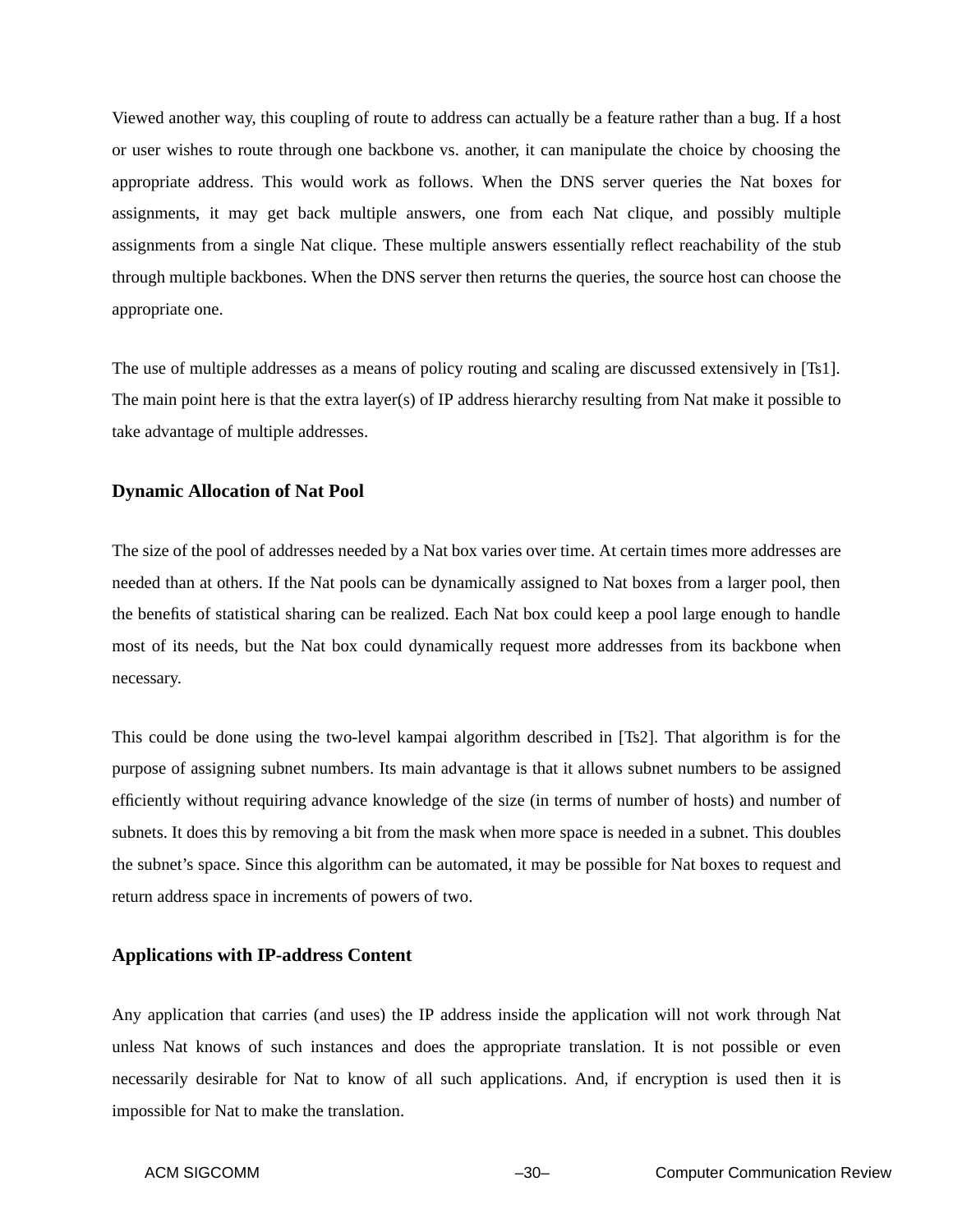Viewed another way, this coupling of route to address can actually be a feature rather than a bug. If a host or user wishes to route through one backbone vs. another, it can manipulate the choice by choosing the appropriate address. This would work as follows. When the DNS server queries the Nat boxes for assignments, it may get back multiple answers, one from each Nat clique, and possibly multiple assignments from a single Nat clique. These multiple answers essentially reflect reachability of the stub through multiple backbones. When the DNS server then returns the queries, the source host can choose the appropriate one.

The use of multiple addresses as a means of policy routing and scaling are discussed extensively in [Ts1]. The main point here is that the extra layer(s) of IP address hierarchy resulting from Nat make it possible to take advantage of multiple addresses.

### Dynamic Allocation of Nat Pool

The size of the pool of addresses needed by a Nat box varies over time. At certain times more addresses are needed than at others. If the Nat pools can be dynamically assigned to Nat boxes from a larger pool, then the benefits of statistical sharing can be realized. Each Nat box could keep a pool large enough to handle most of its needs, but the Nat box could dynamically request more addresses from its backbone when necessary.

This could be done using the two-level kampai algorithm described in [Ts2]. That algorithm is for the purpose of assigning subnet numbers. Its main advantage is that it allows subnet numbers to be assigned efficiently without requiring advance knowledge of the size (in terms of number of hosts) and number of subnets. It does this by removing a bit from the mask when more space is needed in a subnet. This doubles the subnet's space. Since this algorithm can be automated, it may be possible for Nat boxes to request and return address space in increments of powers of two.

### Applications with IP-address Content

Any application that carries (and uses) the IP address inside the application will not work through Nat unless Nat knows of such instances and does the appropriate translation. It is not possible or even necessarily desirable for Nat to know of all such applications. And, if encryption is used then it is impossible for Nat to make the translation.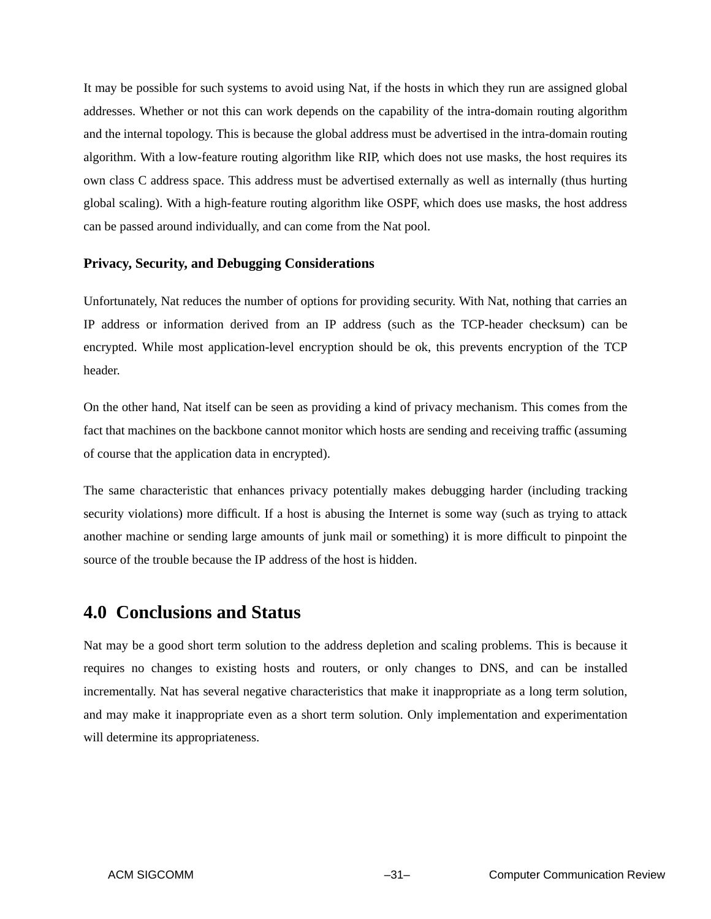It may be possible for such systems to avoid using Nat, if the hosts in which they run are assigned global addresses. Whether or not this can work depends on the capability of the intra-domain routing algorithm and the internal topology. This is because the global address must be advertised in the intra-domain routing algorithm. With a low-feature routing algorithm like RIP, which does not use masks, the host requires its own class C address space. This address must be advertised externally as well as internally (thus hurting global scaling). With a high-feature routing algorithm like OSPF, which does use masks, the host address can be passed around individually, and can come from the Nat pool.

### Privacy, Security, and Debugging Considerations

Unfortunately, Nat reduces the number of options for providing security. With Nat, nothing that carries an IP address or information derived from an IP address (such as the TCP-header checksum) can be encrypted. While most application-level encryption should be ok, this prevents encryption of the TCP header.

On the other hand, Nat itself can be seen as providing a kind of privacy mechanism. This comes from the fact that machines on the backbone cannot monitor which hosts are sending and receiving traffic (assuming of course that the application data in encrypted).

The same characteristic that enhances privacy potentially makes debugging harder (including tracking security violations) more difficult. If a host is abusing the Internet is some way (such as trying to attack another machine or sending large amounts of junk mail or something) it is more difficult to pinpoint the source of the trouble because the IP address of the host is hidden.

## 4.0 Conclusions and Status

Nat may be a good short term solution to the address depletion and scaling problems. This is because it requires no changes to existing hosts and routers, or only changes to DNS, and can be installed incrementally. Nat has several negative characteristics that make it inappropriate as a long term solution, and may make it inappropriate even as a short term solution. Only implementation and experimentation will determine its appropriateness.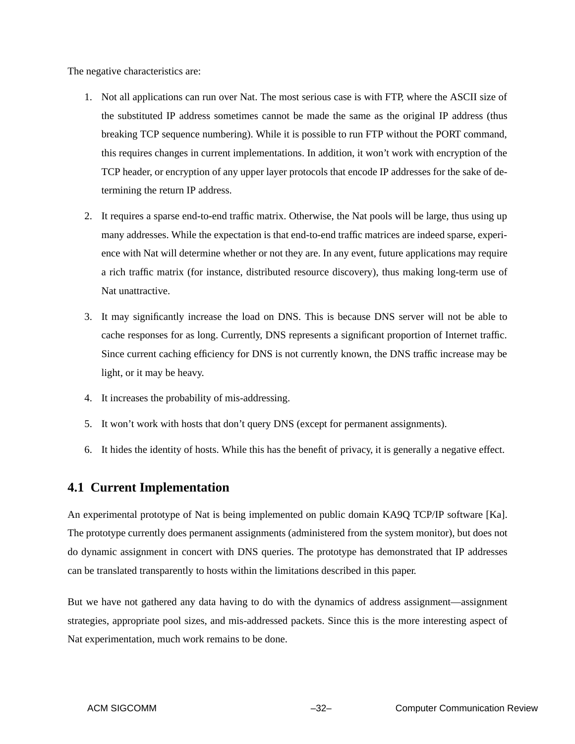The negative characteristics are:

1. Not all applications can run over Nat. The most serious case is with FTP, where the ASCII size of the substituted IP address sometimes cannot be made the same as the original IP address (thus breaking TCP sequence numbering). While it is possible to run FTP without the PORT command, this requires changes in current implementations. In addition, it won't work with encryption of the TCP header, or encryption of any upper layer protocols that encode IP addresses for the sake of determining the return IP address.
2. It requires a sparse end-to-end traffic matrix. Otherwise, the Nat pools will be large, thus using up many addresses. While the expectation is that end-to-end traffic matrices are indeed sparse, experience with Nat will determine whether or not they are. In any event, future applications may require a rich traffic matrix (for instance, distributed resource discovery), thus making long-term use of Nat unattractive.
3. It may significantly increase the load on DNS. This is because DNS server will not be able to cache responses for as long. Currently, DNS represents a significant proportion of Internet traffic. Since current caching efficiency for DNS is not currently known, the DNS traffic increase may be light, or it may be heavy.
4. It increases the probability of mis-addressing.
5. It won't work with hosts that don't query DNS (except for permanent assignments).
6. It hides the identity of hosts. While this has the benefit of privacy, it is generally a negative effect.

## 4.1 Current Implementation

An experimental prototype of Nat is being implemented on public domain KA9Q TCP/IP software [Ka]. The prototype currently does permanent assignments (administered from the system monitor), but does not do dynamic assignment in concert with DNS queries. The prototype has demonstrated that IP addresses can be translated transparently to hosts within the limitations described in this paper.

But we have not gathered any data having to do with the dynamics of address assignment—assignment strategies, appropriate pool sizes, and mis-addressed packets. Since this is the more interesting aspect of Nat experimentation, much work remains to be done.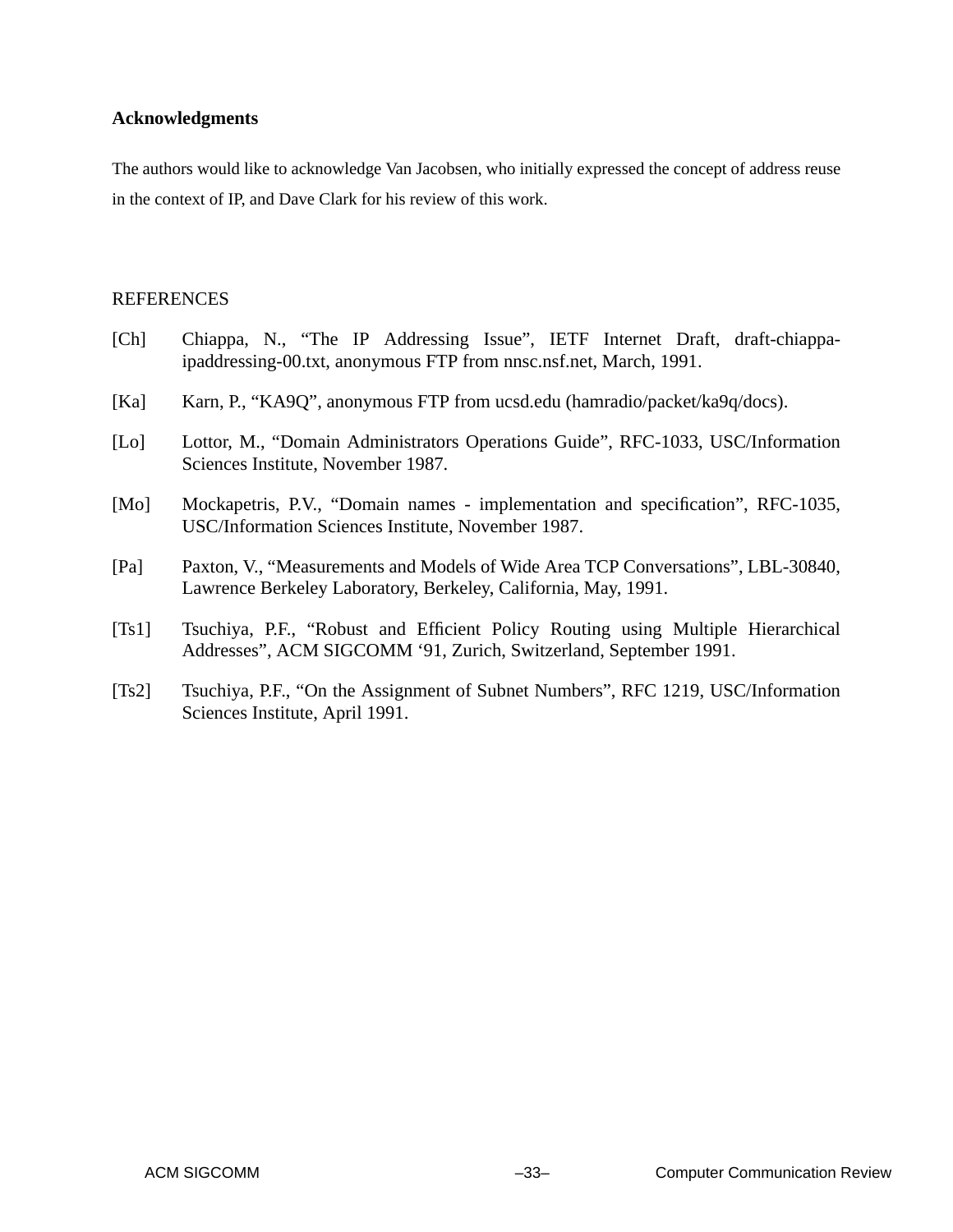## Acknowledgments

The authors would like to acknowledge Van Jacobsen, who initially expressed the concept of address reuse in the context of IP, and Dave Clark for his review of this work.

## REFERENCES

[Ch] Chiappa, N., "The IP Addressing Issue", IETF Internet Draft, draft-chiappa-ipaddressing-00.txt, anonymous FTP from nnsc.nsf.net, March, 1991.

[Ka] Karn, P., "KA9Q", anonymous FTP from ucsd.edu (hamradio/packet/ka9q/docs).

[Lo] Lottor, M., "Domain Administrators Operations Guide", RFC-1033, USC/Information Sciences Institute, November 1987.

[Mo] Mockapetris, P.V., "Domain names - implementation and specification", RFC-1035, USC/Information Sciences Institute, November 1987.

[Pa] Paxton, V., "Measurements and Models of Wide Area TCP Conversations", LBL-30840, Lawrence Berkeley Laboratory, Berkeley, California, May, 1991.

[Ts1] Tsuchiya, P.F., "Robust and Efficient Policy Routing using Multiple Hierarchical Addresses", ACM SIGCOMM '91, Zurich, Switzerland, September 1991.

[Ts2] Tsuchiya, P.F., "On the Assignment of Subnet Numbers", RFC 1219, USC/Information Sciences Institute, April 1991.